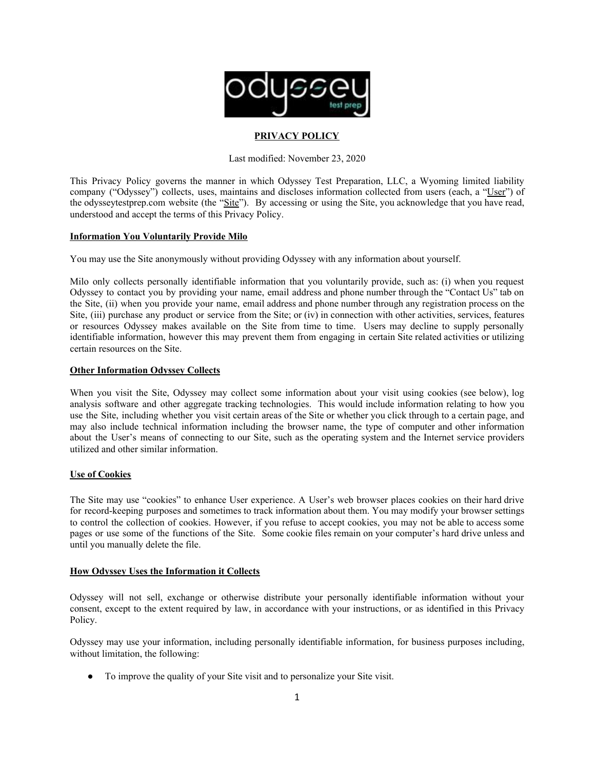**PRIVACY POLICY**

Last modified: November 23, 2020

This Privacy Policy governs the manner in which Odyssey Test Preparation, LLC, a Wyoming limited liability company ("Odyssey") collects, uses, maintains and discloses information collected from users (each, a "User") of the odysseytestprep.com website (the "Site"). By accessing or using the Site, you acknowledge that you have read, understood and accept the terms of this Privacy Policy.

**Information You Voluntarily Provide Milo**

You may use the Site anonymously without providing Odyssey with any information about yourself.

Milo only collects personally identifiable information that you voluntarily provide, such as: (i) when you request Odyssey to contact you by providing your name, email address and phone number through the "Contact Us" tab on the Site, (ii) when you provide your name, email address and phone number through any registration process on the Site, (iii) purchase any product or service from the Site; or (iv) in connection with other activities, services, features or resources Odyssey makes available on the Site from time to time. Users may decline to supply personally identifiable information, however this may prevent them from engaging in certain Site related activities or utilizing certain resources on the Site.

**Other Information Odyssey Collects**

When you visit the Site, Odyssey may collect some information about your visit using cookies (see below), log analysis software and other aggregate tracking technologies. This would include information relating to how you use the Site, including whether you visit certain areas of the Site or whether you click through to a certain page, and may also include technical information including the browser name, the type of computer and other information about the User's means of connecting to our Site, such as the operating system and the Internet service providers utilized and other similar information.

**Use of Cookies**

The Site may use "cookies" to enhance User experience. A User's web browser places cookies on their hard drive for record-keeping purposes and sometimes to track information about them. You may modify your browser settings to control the collection of cookies. However, if you refuse to accept cookies, you may not be able to access some pages or use some of the functions of the Site. Some cookie files remain on your computer's hard drive unless and until you manually delete the file.

**How Odyssey Uses the Information it Collects**

Odyssey will not sell, exchange or otherwise distribute your personally identifiable information without your consent, except to the extent required by law, in accordance with your instructions, or as identified in this Privacy Policy.

Odyssey may use your information, including personally identifiable information, for business purposes including, without limitation, the following:

- To improve the quality of your Site visit and to personalize your Site visit.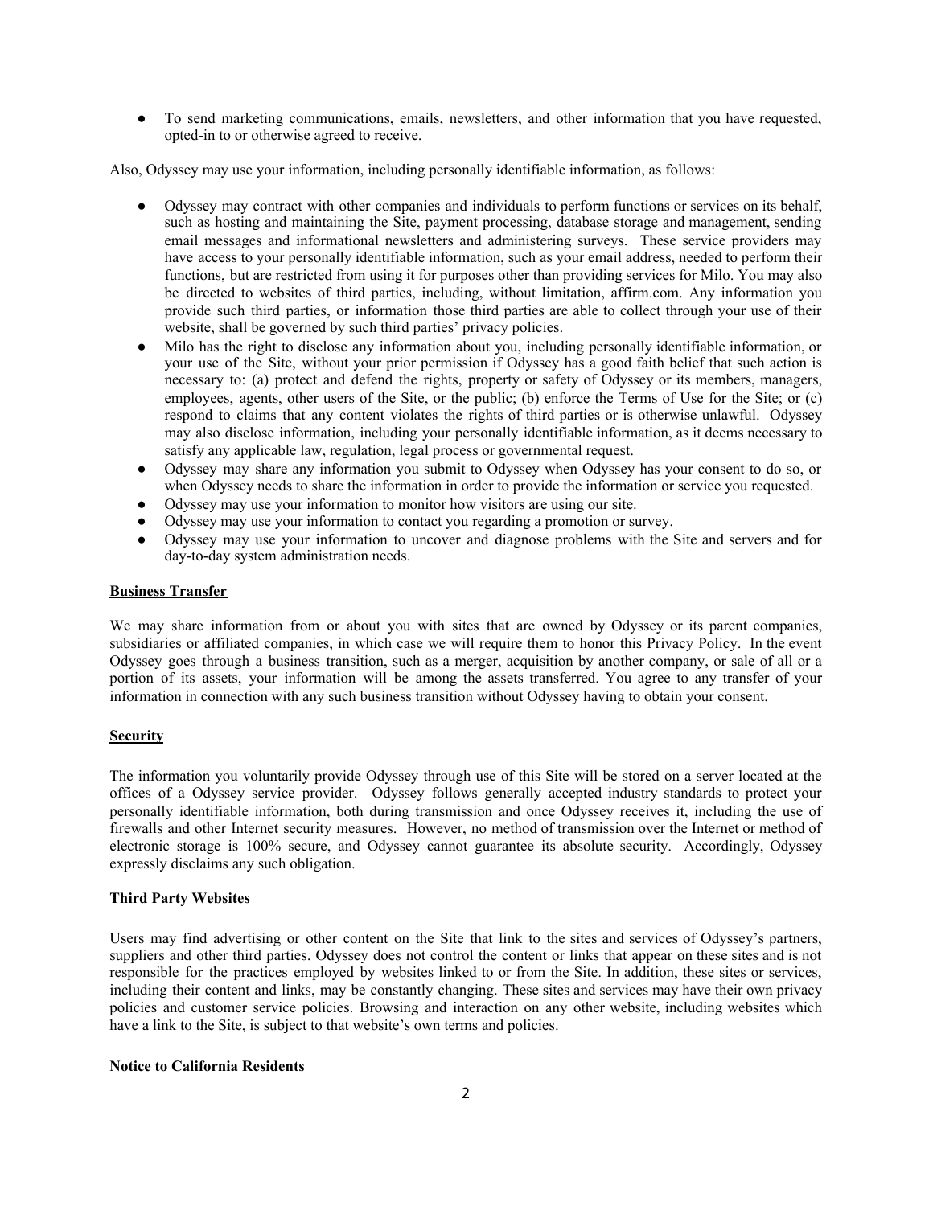- To send marketing communications, emails, newsletters, and other information that you have requested, opted-in to or otherwise agreed to receive.

Also, Odyssey may use your information, including personally identifiable information, as follows:

- Odyssey may contract with other companies and individuals to perform functions or services on its behalf, such as hosting and maintaining the Site, payment processing, database storage and management, sending email messages and informational newsletters and administering surveys. These service providers may have access to your personally identifiable information, such as your email address, needed to perform their functions, but are restricted from using it for purposes other than providing services for Milo. You may also be directed to websites of third parties, including, without limitation, affirm.com. Any information you provide such third parties, or information those third parties are able to collect through your use of their website, shall be governed by such third parties' privacy policies.
- Milo has the right to disclose any information about you, including personally identifiable information, or your use of the Site, without your prior permission if Odyssey has a good faith belief that such action is necessary to: (a) protect and defend the rights, property or safety of Odyssey or its members, managers, employees, agents, other users of the Site, or the public; (b) enforce the Terms of Use for the Site; or (c) respond to claims that any content violates the rights of third parties or is otherwise unlawful. Odyssey may also disclose information, including your personally identifiable information, as it deems necessary to satisfy any applicable law, regulation, legal process or governmental request.
- Odyssey may share any information you submit to Odyssey when Odyssey has your consent to do so, or when Odyssey needs to share the information in order to provide the information or service you requested.
- Odyssey may use your information to monitor how visitors are using our site.
- Odyssey may use your information to contact you regarding a promotion or survey.
- Odyssey may use your information to uncover and diagnose problems with the Site and servers and for day-to-day system administration needs.

**Business Transfer**

We may share information from or about you with sites that are owned by Odyssey or its parent companies, subsidiaries or affiliated companies, in which case we will require them to honor this Privacy Policy. In the event Odyssey goes through a business transition, such as a merger, acquisition by another company, or sale of all or a portion of its assets, your information will be among the assets transferred. You agree to any transfer of your information in connection with any such business transition without Odyssey having to obtain your consent.

**Security**

The information you voluntarily provide Odyssey through use of this Site will be stored on a server located at the offices of a Odyssey service provider. Odyssey follows generally accepted industry standards to protect your personally identifiable information, both during transmission and once Odyssey receives it, including the use of firewalls and other Internet security measures. However, no method of transmission over the Internet or method of electronic storage is 100% secure, and Odyssey cannot guarantee its absolute security. Accordingly, Odyssey expressly disclaims any such obligation.

**Third Party Websites**

Users may find advertising or other content on the Site that link to the sites and services of Odyssey's partners, suppliers and other third parties. Odyssey does not control the content or links that appear on these sites and is not responsible for the practices employed by websites linked to or from the Site. In addition, these sites or services, including their content and links, may be constantly changing. These sites and services may have their own privacy policies and customer service policies. Browsing and interaction on any other website, including websites which have a link to the Site, is subject to that website's own terms and policies.

**Notice to California Residents**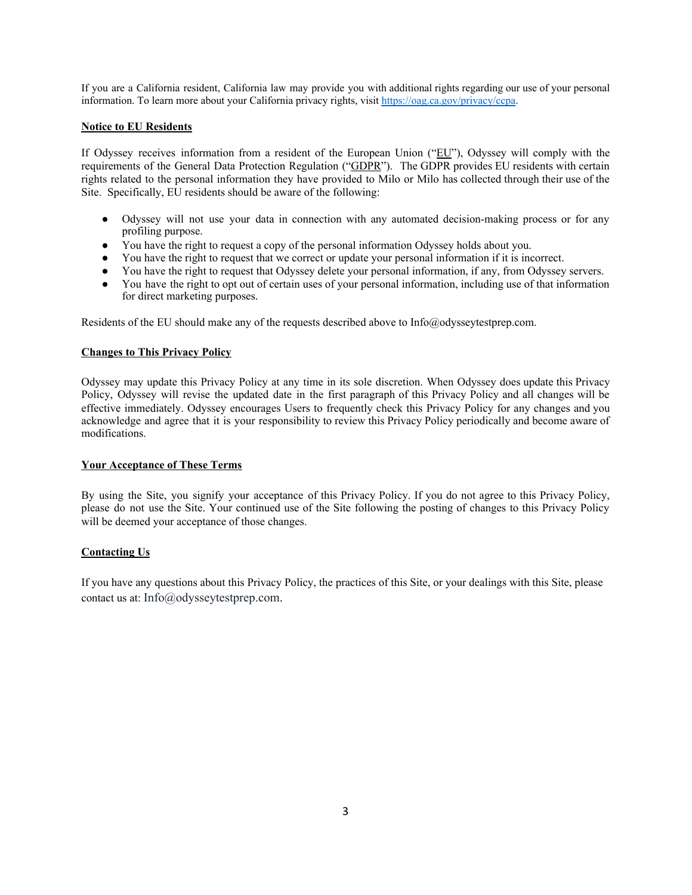If you are a California resident, California law may provide you with additional rights regarding our use of your personal information. To learn more about your California privacy rights, visit [https://oag.ca.gov/privacy/ccpa](https://oag.ca.gov/privacy/ccpa).

**Notice to EU Residents**

If Odyssey receives information from a resident of the European Union ("EU"), Odyssey will comply with the requirements of the General Data Protection Regulation ("GDPR"). The GDPR provides EU residents with certain rights related to the personal information they have provided to Milo or Milo has collected through their use of the Site. Specifically, EU residents should be aware of the following:

- Odyssey will not use your data in connection with any automated decision-making process or for any profiling purpose.
- You have the right to request a copy of the personal information Odyssey holds about you.
- You have the right to request that we correct or update your personal information if it is incorrect.
- You have the right to request that Odyssey delete your personal information, if any, from Odyssey servers.
- You have the right to opt out of certain uses of your personal information, including use of that information for direct marketing purposes.

Residents of the EU should make any of the requests described above to Info@odysseytestprep.com.

**Changes to This Privacy Policy**

Odyssey may update this Privacy Policy at any time in its sole discretion. When Odyssey does update this Privacy Policy, Odyssey will revise the updated date in the first paragraph of this Privacy Policy and all changes will be effective immediately. Odyssey encourages Users to frequently check this Privacy Policy for any changes and you acknowledge and agree that it is your responsibility to review this Privacy Policy periodically and become aware of modifications.

**Your Acceptance of These Terms**

By using the Site, you signify your acceptance of this Privacy Policy. If you do not agree to this Privacy Policy, please do not use the Site. Your continued use of the Site following the posting of changes to this Privacy Policy will be deemed your acceptance of those changes.

**Contacting Us**

If you have any questions about this Privacy Policy, the practices of this Site, or your dealings with this Site, please contact us at: Info@odysseytestprep.com.